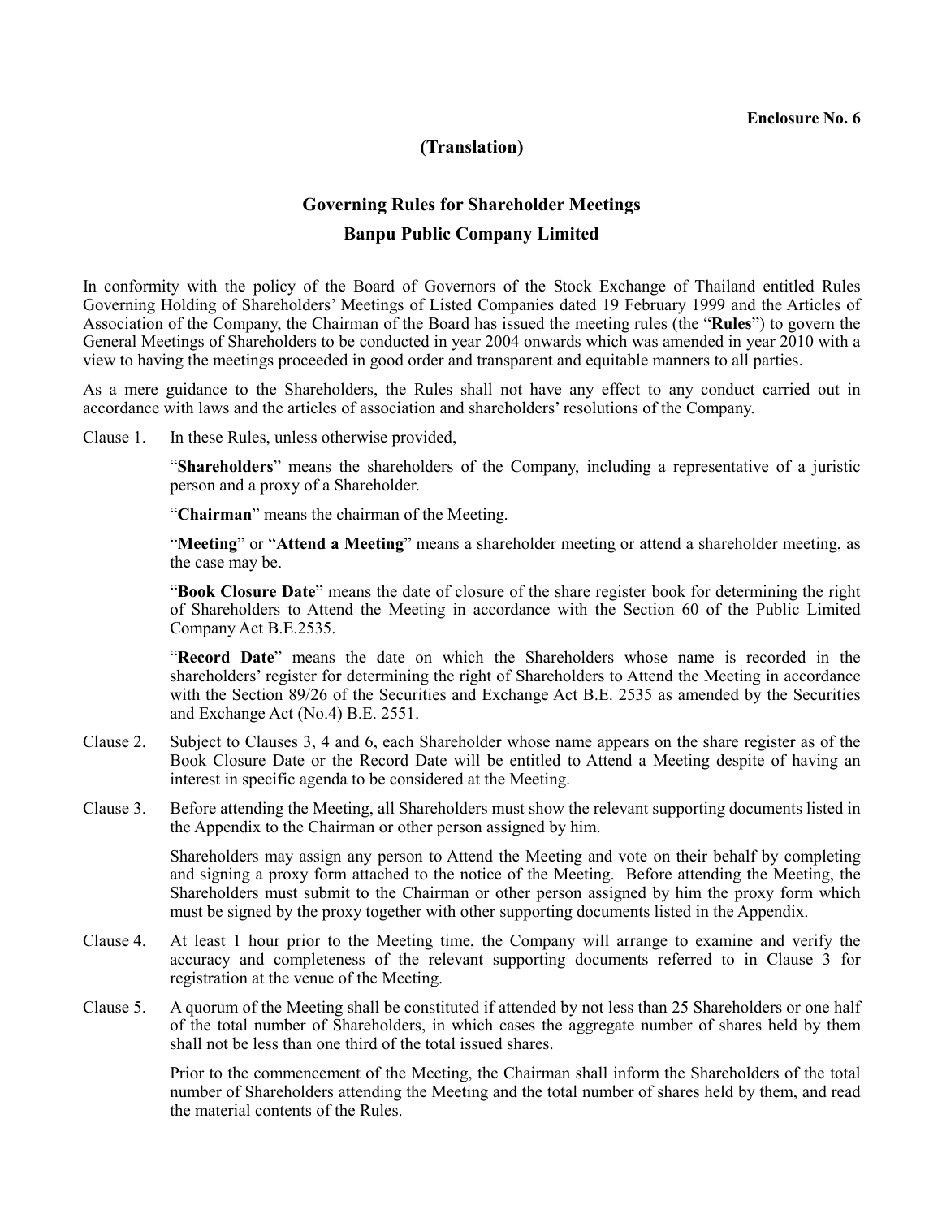**Enclosure No. 6**

**(Translation)**

# Governing Rules for Shareholder Meetings

## Banpu Public Company Limited

In conformity with the policy of the Board of Governors of the Stock Exchange of Thailand entitled Rules Governing Holding of Shareholders' Meetings of Listed Companies dated 19 February 1999 and the Articles of Association of the Company, the Chairman of the Board has issued the meeting rules (the "**Rules**") to govern the General Meetings of Shareholders to be conducted in year 2004 onwards which was amended in year 2010 with a view to having the meetings proceeded in good order and transparent and equitable manners to all parties.

As a mere guidance to the Shareholders, the Rules shall not have any effect to any conduct carried out in accordance with laws and the articles of association and shareholders' resolutions of the Company.

Clause 1. In these Rules, unless otherwise provided,

"**Shareholders**" means the shareholders of the Company, including a representative of a juristic person and a proxy of a Shareholder.

"**Chairman**" means the chairman of the Meeting.

"**Meeting**" or "**Attend a Meeting**" means a shareholder meeting or attend a shareholder meeting, as the case may be.

"**Book Closure Date**" means the date of closure of the share register book for determining the right of Shareholders to Attend the Meeting in accordance with the Section 60 of the Public Limited Company Act B.E.2535.

"**Record Date**" means the date on which the Shareholders whose name is recorded in the shareholders' register for determining the right of Shareholders to Attend the Meeting in accordance with the Section 89/26 of the Securities and Exchange Act B.E. 2535 as amended by the Securities and Exchange Act (No.4) B.E. 2551.

Clause 2. Subject to Clauses 3, 4 and 6, each Shareholder whose name appears on the share register as of the Book Closure Date or the Record Date will be entitled to Attend a Meeting despite of having an interest in specific agenda to be considered at the Meeting.

Clause 3. Before attending the Meeting, all Shareholders must show the relevant supporting documents listed in the Appendix to the Chairman or other person assigned by him.

Shareholders may assign any person to Attend the Meeting and vote on their behalf by completing and signing a proxy form attached to the notice of the Meeting. Before attending the Meeting, the Shareholders must submit to the Chairman or other person assigned by him the proxy form which must be signed by the proxy together with other supporting documents listed in the Appendix.

Clause 4. At least 1 hour prior to the Meeting time, the Company will arrange to examine and verify the accuracy and completeness of the relevant supporting documents referred to in Clause 3 for registration at the venue of the Meeting.

Clause 5. A quorum of the Meeting shall be constituted if attended by not less than 25 Shareholders or one half of the total number of Shareholders, in which cases the aggregate number of shares held by them shall not be less than one third of the total issued shares.

Prior to the commencement of the Meeting, the Chairman shall inform the Shareholders of the total number of Shareholders attending the Meeting and the total number of shares held by them, and read the material contents of the Rules.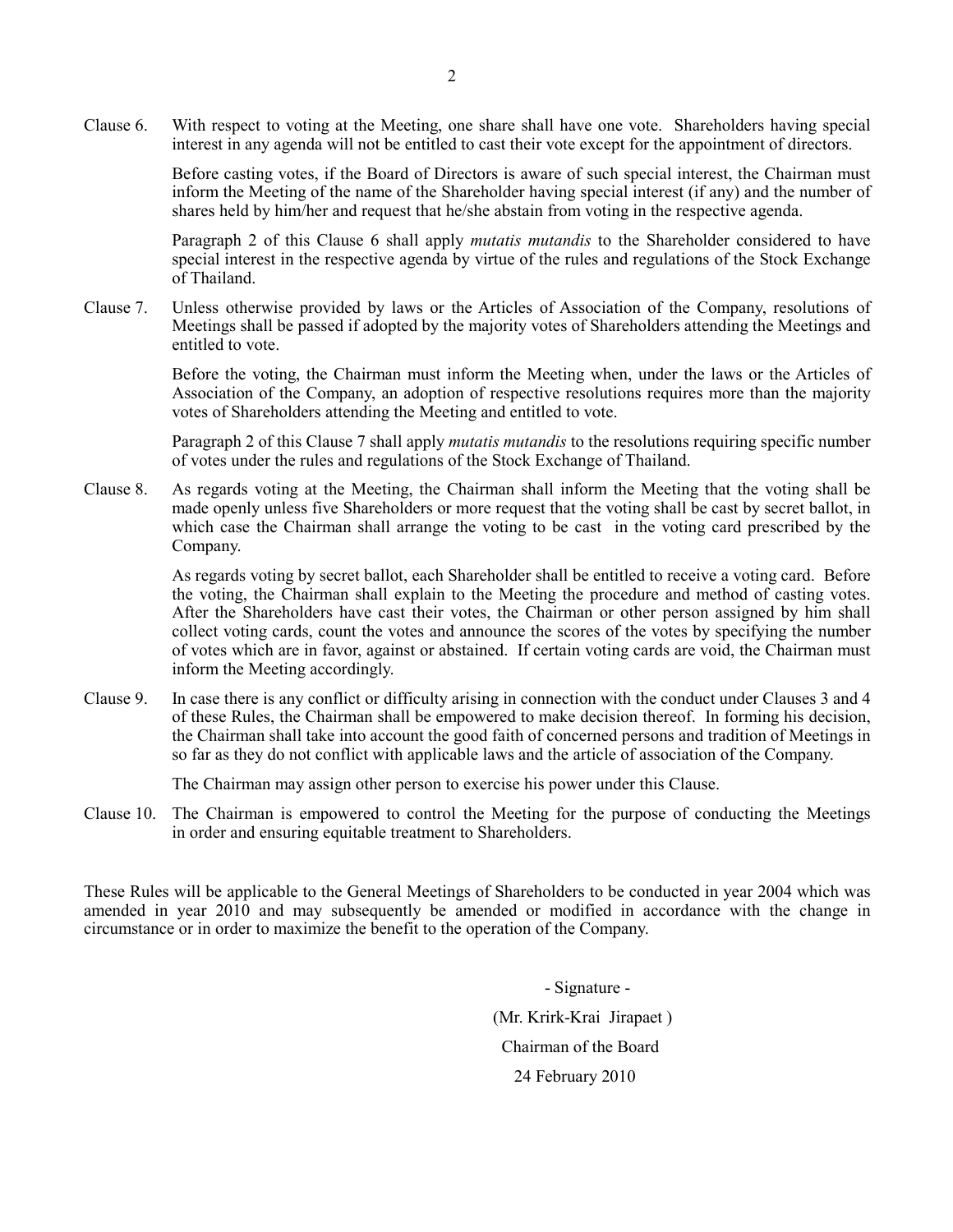Clause 6. With respect to voting at the Meeting, one share shall have one vote. Shareholders having special interest in any agenda will not be entitled to cast their vote except for the appointment of directors.

Before casting votes, if the Board of Directors is aware of such special interest, the Chairman must inform the Meeting of the name of the Shareholder having special interest (if any) and the number of shares held by him/her and request that he/she abstain from voting in the respective agenda.

Paragraph 2 of this Clause 6 shall apply *mutatis mutandis* to the Shareholder considered to have special interest in the respective agenda by virtue of the rules and regulations of the Stock Exchange of Thailand.

Clause 7. Unless otherwise provided by laws or the Articles of Association of the Company, resolutions of Meetings shall be passed if adopted by the majority votes of Shareholders attending the Meetings and entitled to vote.

Before the voting, the Chairman must inform the Meeting when, under the laws or the Articles of Association of the Company, an adoption of respective resolutions requires more than the majority votes of Shareholders attending the Meeting and entitled to vote.

Paragraph 2 of this Clause 7 shall apply *mutatis mutandis* to the resolutions requiring specific number of votes under the rules and regulations of the Stock Exchange of Thailand.

Clause 8. As regards voting at the Meeting, the Chairman shall inform the Meeting that the voting shall be made openly unless five Shareholders or more request that the voting shall be cast by secret ballot, in which case the Chairman shall arrange the voting to be cast in the voting card prescribed by the Company.

As regards voting by secret ballot, each Shareholder shall be entitled to receive a voting card. Before the voting, the Chairman shall explain to the Meeting the procedure and method of casting votes. After the Shareholders have cast their votes, the Chairman or other person assigned by him shall collect voting cards, count the votes and announce the scores of the votes by specifying the number of votes which are in favor, against or abstained. If certain voting cards are void, the Chairman must inform the Meeting accordingly.

Clause 9. In case there is any conflict or difficulty arising in connection with the conduct under Clauses 3 and 4 of these Rules, the Chairman shall be empowered to make decision thereof. In forming his decision, the Chairman shall take into account the good faith of concerned persons and tradition of Meetings in so far as they do not conflict with applicable laws and the article of association of the Company.

The Chairman may assign other person to exercise his power under this Clause.

Clause 10. The Chairman is empowered to control the Meeting for the purpose of conducting the Meetings in order and ensuring equitable treatment to Shareholders.

These Rules will be applicable to the General Meetings of Shareholders to be conducted in year 2004 which was amended in year 2010 and may subsequently be amended or modified in accordance with the change in circumstance or in order to maximize the benefit to the operation of the Company.

- Signature -

(Mr. Krirk-Krai Jirapaet )

Chairman of the Board

24 February 2010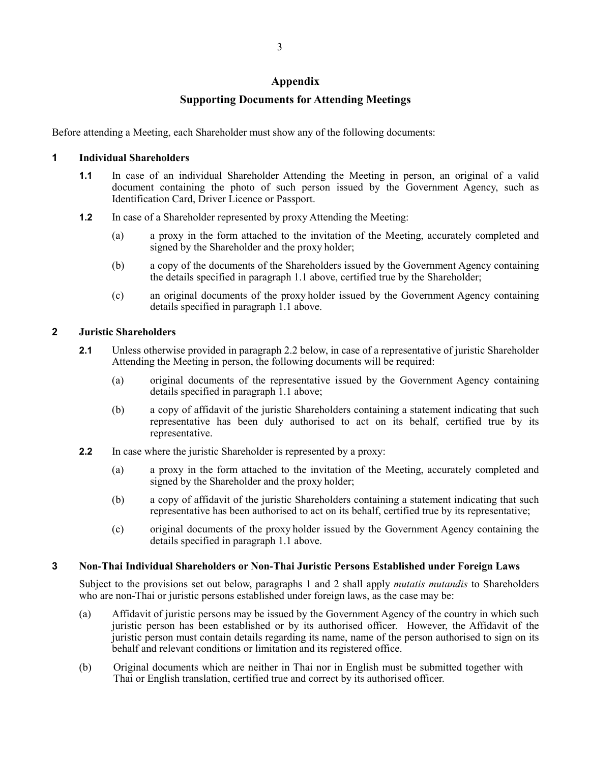# Appendix

## Supporting Documents for Attending Meetings

Before attending a Meeting, each Shareholder must show any of the following documents:

### 1 Individual Shareholders

**1.1** In case of an individual Shareholder Attending the Meeting in person, an original of a valid document containing the photo of such person issued by the Government Agency, such as Identification Card, Driver Licence or Passport.

**1.2** In case of a Shareholder represented by proxy Attending the Meeting:

(a) a proxy in the form attached to the invitation of the Meeting, accurately completed and signed by the Shareholder and the proxy holder;

(b) a copy of the documents of the Shareholders issued by the Government Agency containing the details specified in paragraph 1.1 above, certified true by the Shareholder;

(c) an original documents of the proxy holder issued by the Government Agency containing details specified in paragraph 1.1 above.

### 2 Juristic Shareholders

**2.1** Unless otherwise provided in paragraph 2.2 below, in case of a representative of juristic Shareholder Attending the Meeting in person, the following documents will be required:

(a) original documents of the representative issued by the Government Agency containing details specified in paragraph 1.1 above;

(b) a copy of affidavit of the juristic Shareholders containing a statement indicating that such representative has been duly authorised to act on its behalf, certified true by its representative.

**2.2** In case where the juristic Shareholder is represented by a proxy:

(a) a proxy in the form attached to the invitation of the Meeting, accurately completed and signed by the Shareholder and the proxy holder;

(b) a copy of affidavit of the juristic Shareholders containing a statement indicating that such representative has been authorised to act on its behalf, certified true by its representative;

(c) original documents of the proxy holder issued by the Government Agency containing the details specified in paragraph 1.1 above.

### 3 Non-Thai Individual Shareholders or Non-Thai Juristic Persons Established under Foreign Laws

Subject to the provisions set out below, paragraphs 1 and 2 shall apply *mutatis mutandis* to Shareholders who are non-Thai or juristic persons established under foreign laws, as the case may be:

(a) Affidavit of juristic persons may be issued by the Government Agency of the country in which such juristic person has been established or by its authorised officer. However, the Affidavit of the juristic person must contain details regarding its name, name of the person authorised to sign on its behalf and relevant conditions or limitation and its registered office.

(b) Original documents which are neither in Thai nor in English must be submitted together with Thai or English translation, certified true and correct by its authorised officer.